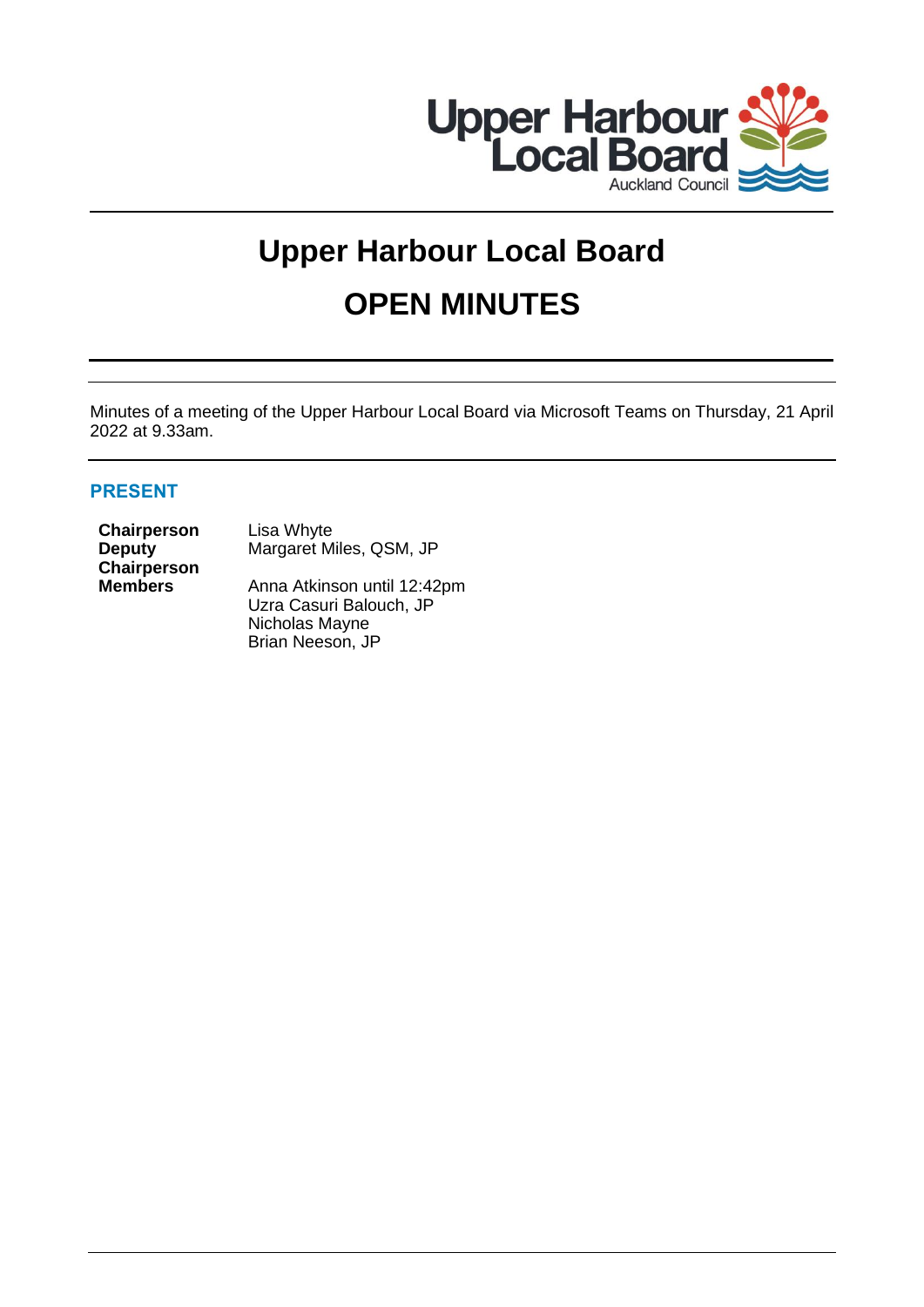# Upper Harbour Local Board

# OPEN MINUTES

Minutes of a meeting of the Upper Harbour Local Board via Microsoft Teams on Thursday, 21 April 2022 at 9.33am.

## PRESENT

| | |
|---|---|
| **Chairperson** | Lisa Whyte |
| **Deputy Chairperson** | Margaret Miles, QSM, JP |
| **Members** | Anna Atkinson until 12:42pm |
| | Uzra Casuri Balouch, JP |
| | Nicholas Mayne |
| | Brian Neeson, JP |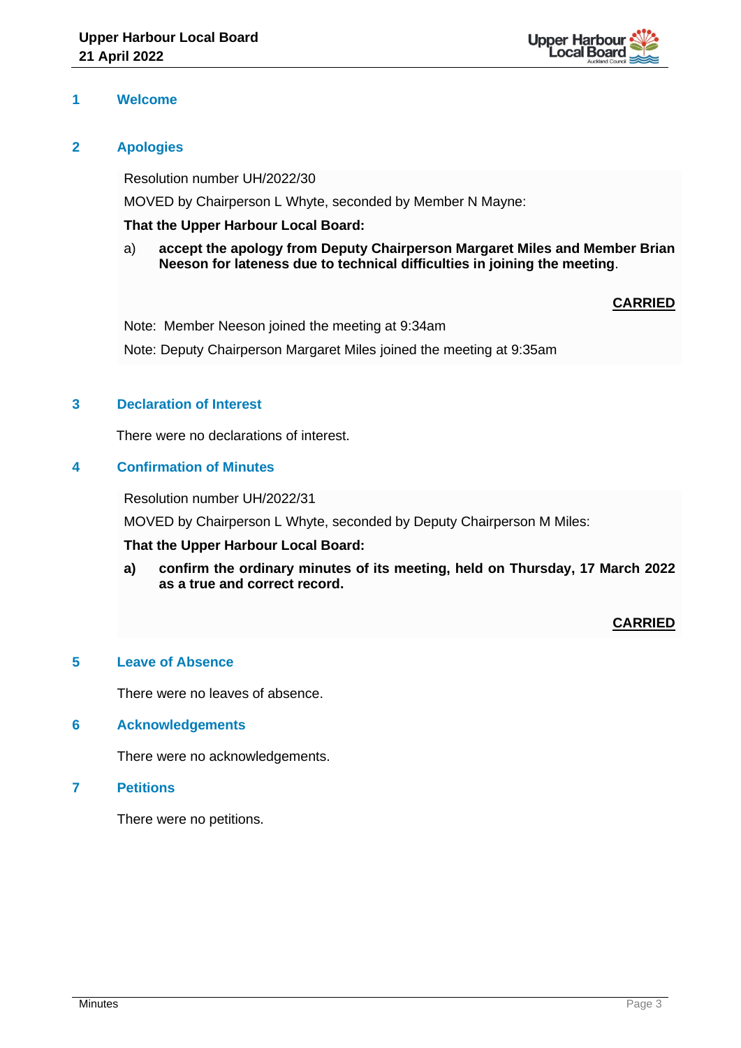## 1 Welcome

## 2 Apologies

Resolution number UH/2022/30

MOVED by Chairperson L Whyte, seconded by Member N Mayne:

**That the Upper Harbour Local Board:**

a) **accept the apology from Deputy Chairperson Margaret Miles and Member Brian Neeson for lateness due to technical difficulties in joining the meeting**.

**CARRIED**

Note: Member Neeson joined the meeting at 9:34am

Note: Deputy Chairperson Margaret Miles joined the meeting at 9:35am

## 3 Declaration of Interest

There were no declarations of interest.

## 4 Confirmation of Minutes

Resolution number UH/2022/31

MOVED by Chairperson L Whyte, seconded by Deputy Chairperson M Miles:

**That the Upper Harbour Local Board:**

**a) confirm the ordinary minutes of its meeting, held on Thursday, 17 March 2022 as a true and correct record.**

**CARRIED**

## 5 Leave of Absence

There were no leaves of absence.

## 6 Acknowledgements

There were no acknowledgements.

## 7 Petitions

There were no petitions.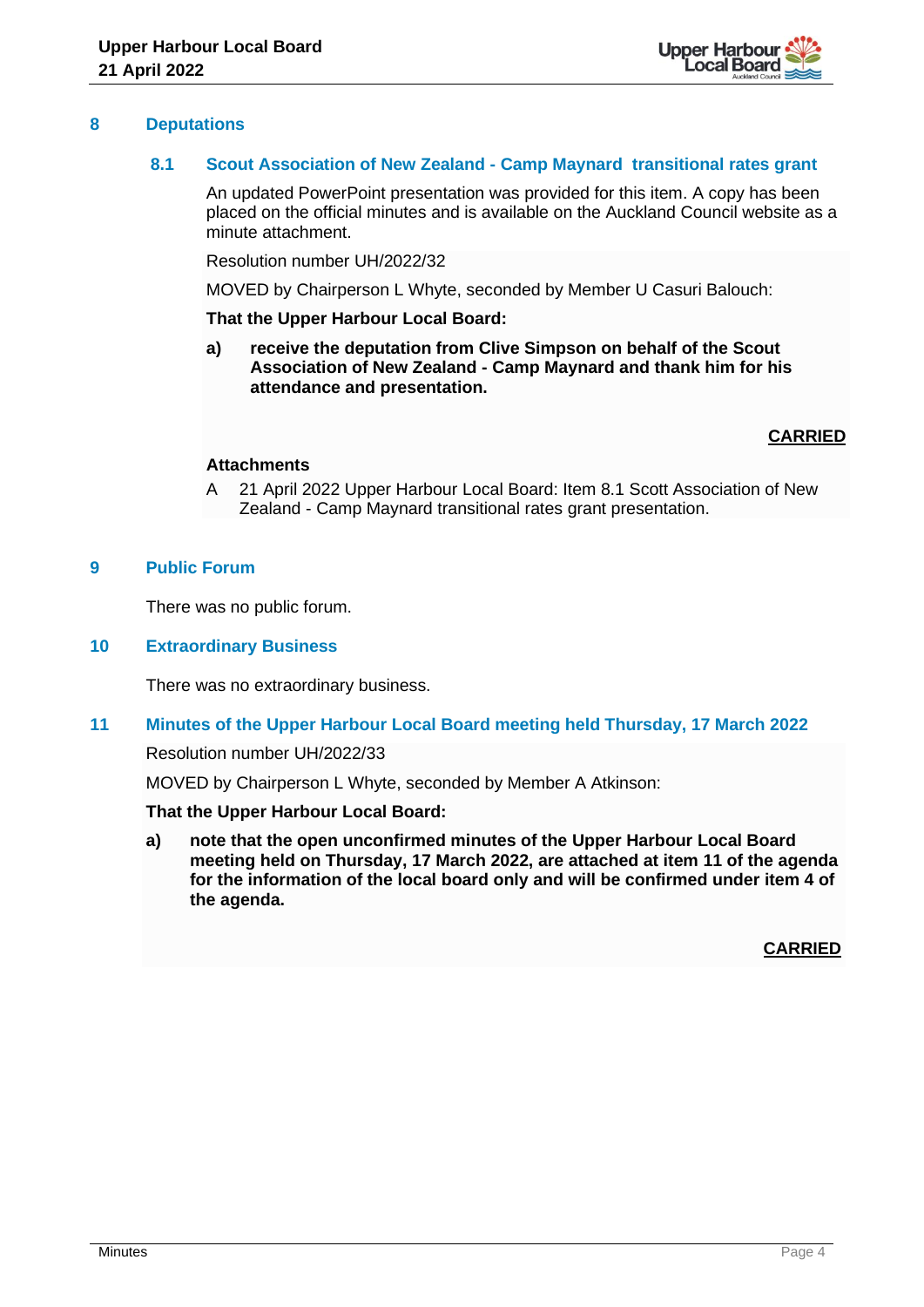## 8 Deputations

### 8.1 Scout Association of New Zealand - Camp Maynard transitional rates grant

An updated PowerPoint presentation was provided for this item. A copy has been placed on the official minutes and is available on the Auckland Council website as a minute attachment.

Resolution number UH/2022/32

MOVED by Chairperson L Whyte, seconded by Member U Casuri Balouch:

**That the Upper Harbour Local Board:**

**a) receive the deputation from Clive Simpson on behalf of the Scout Association of New Zealand - Camp Maynard and thank him for his attendance and presentation.**

**CARRIED**

**Attachments**

A 21 April 2022 Upper Harbour Local Board: Item 8.1 Scott Association of New Zealand - Camp Maynard transitional rates grant presentation.

## 9 Public Forum

There was no public forum.

## 10 Extraordinary Business

There was no extraordinary business.

## 11 Minutes of the Upper Harbour Local Board meeting held Thursday, 17 March 2022

Resolution number UH/2022/33

MOVED by Chairperson L Whyte, seconded by Member A Atkinson:

**That the Upper Harbour Local Board:**

**a) note that the open unconfirmed minutes of the Upper Harbour Local Board meeting held on Thursday, 17 March 2022, are attached at item 11 of the agenda for the information of the local board only and will be confirmed under item 4 of the agenda.**

**CARRIED**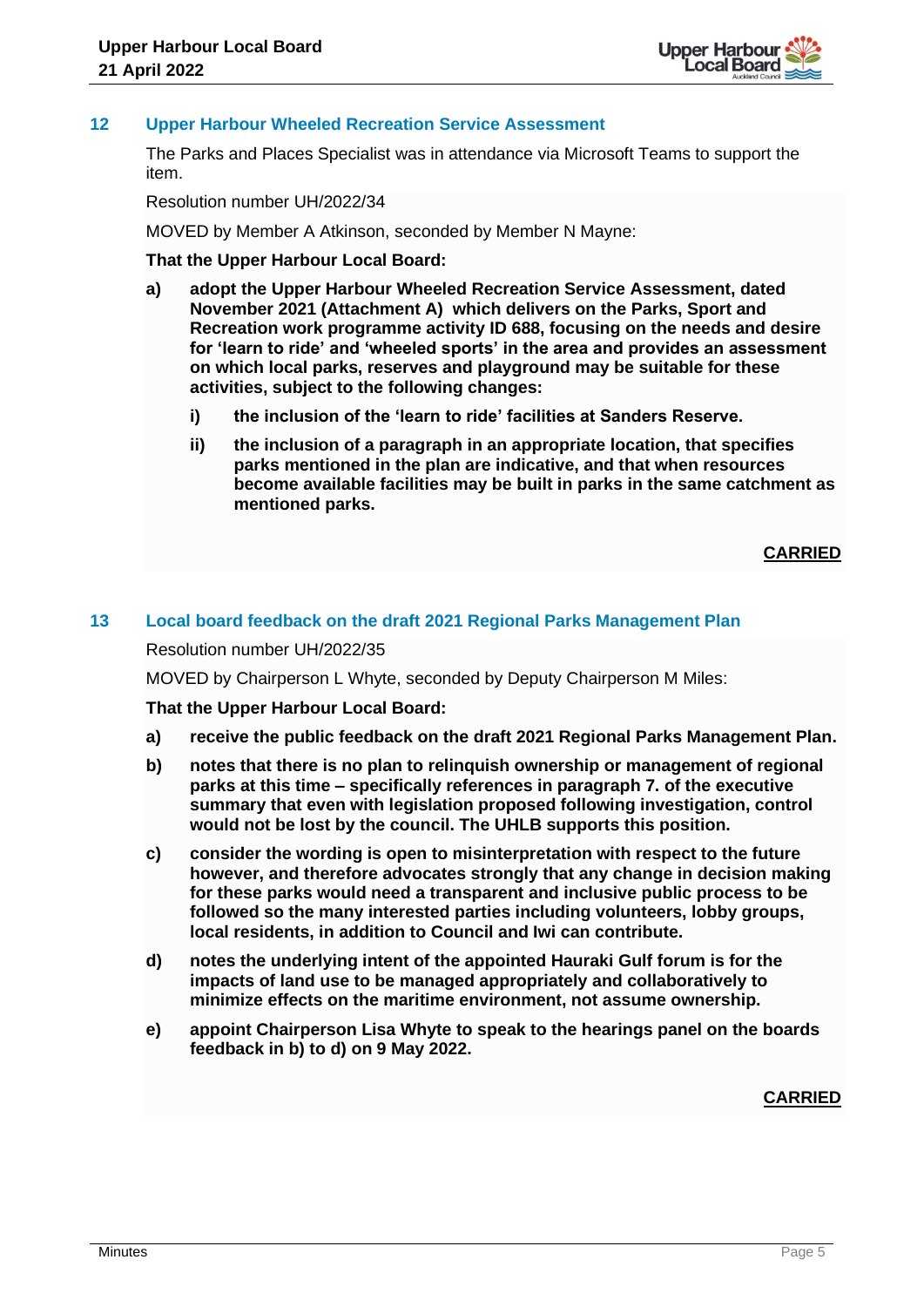## 12 Upper Harbour Wheeled Recreation Service Assessment

The Parks and Places Specialist was in attendance via Microsoft Teams to support the item.

Resolution number UH/2022/34

MOVED by Member A Atkinson, seconded by Member N Mayne:

**That the Upper Harbour Local Board:**

**a) adopt the Upper Harbour Wheeled Recreation Service Assessment, dated November 2021 (Attachment A) which delivers on the Parks, Sport and Recreation work programme activity ID 688, focusing on the needs and desire for 'learn to ride' and 'wheeled sports' in the area and provides an assessment on which local parks, reserves and playground may be suitable for these activities, subject to the following changes:**

**i) the inclusion of the 'learn to ride' facilities at Sanders Reserve.**

**ii) the inclusion of a paragraph in an appropriate location, that specifies parks mentioned in the plan are indicative, and that when resources become available facilities may be built in parks in the same catchment as mentioned parks.**

**CARRIED**

## 13 Local board feedback on the draft 2021 Regional Parks Management Plan

Resolution number UH/2022/35

MOVED by Chairperson L Whyte, seconded by Deputy Chairperson M Miles:

**That the Upper Harbour Local Board:**

**a) receive the public feedback on the draft 2021 Regional Parks Management Plan.**

**b) notes that there is no plan to relinquish ownership or management of regional parks at this time – specifically references in paragraph 7. of the executive summary that even with legislation proposed following investigation, control would not be lost by the council. The UHLB supports this position.**

**c) consider the wording is open to misinterpretation with respect to the future however, and therefore advocates strongly that any change in decision making for these parks would need a transparent and inclusive public process to be followed so the many interested parties including volunteers, lobby groups, local residents, in addition to Council and Iwi can contribute.**

**d) notes the underlying intent of the appointed Hauraki Gulf forum is for the impacts of land use to be managed appropriately and collaboratively to minimize effects on the maritime environment, not assume ownership.**

**e) appoint Chairperson Lisa Whyte to speak to the hearings panel on the boards feedback in b) to d) on 9 May 2022.**

**CARRIED**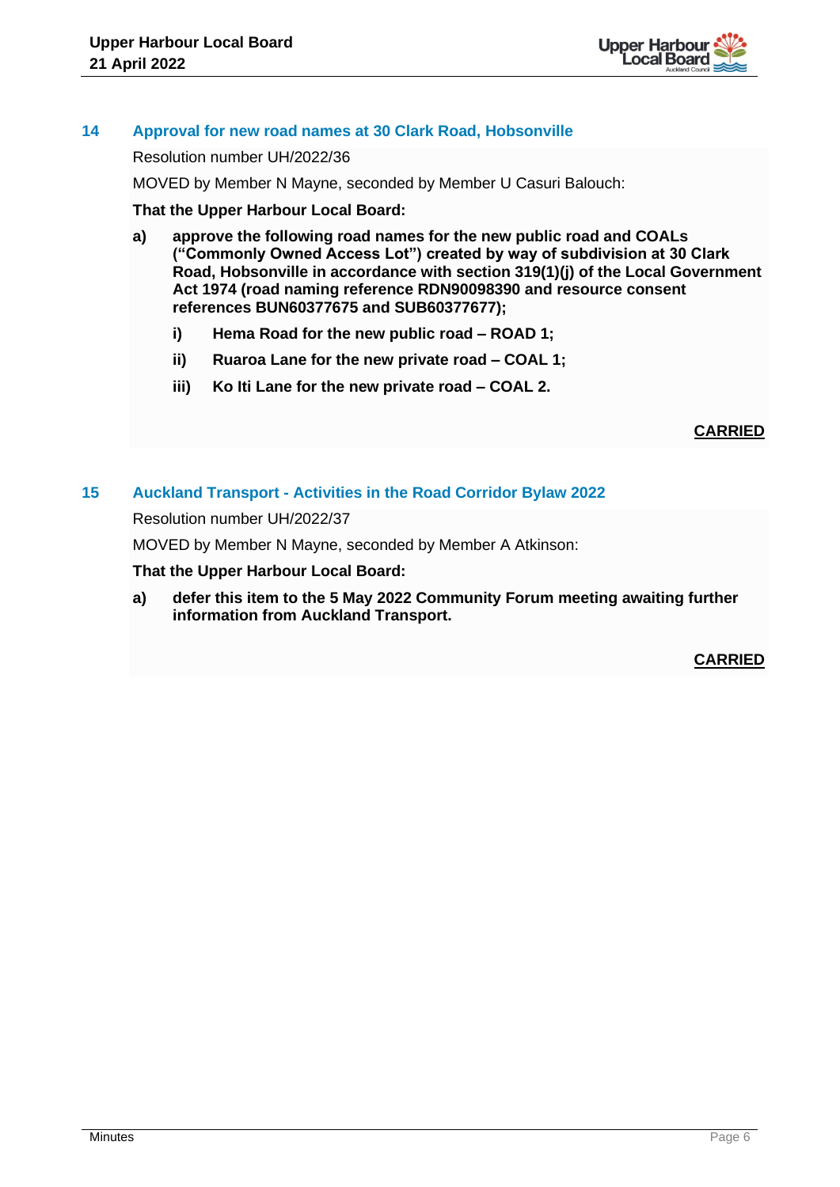## 14 Approval for new road names at 30 Clark Road, Hobsonville

Resolution number UH/2022/36

MOVED by Member N Mayne, seconded by Member U Casuri Balouch:

**That the Upper Harbour Local Board:**

**a) approve the following road names for the new public road and COALs ("Commonly Owned Access Lot") created by way of subdivision at 30 Clark Road, Hobsonville in accordance with section 319(1)(j) of the Local Government Act 1974 (road naming reference RDN90098390 and resource consent references BUN60377675 and SUB60377677);**

**i) Hema Road for the new public road – ROAD 1;**

**ii) Ruaroa Lane for the new private road – COAL 1;**

**iii) Ko Iti Lane for the new private road – COAL 2.**

**CARRIED**

## 15 Auckland Transport - Activities in the Road Corridor Bylaw 2022

Resolution number UH/2022/37

MOVED by Member N Mayne, seconded by Member A Atkinson:

**That the Upper Harbour Local Board:**

**a) defer this item to the 5 May 2022 Community Forum meeting awaiting further information from Auckland Transport.**

**CARRIED**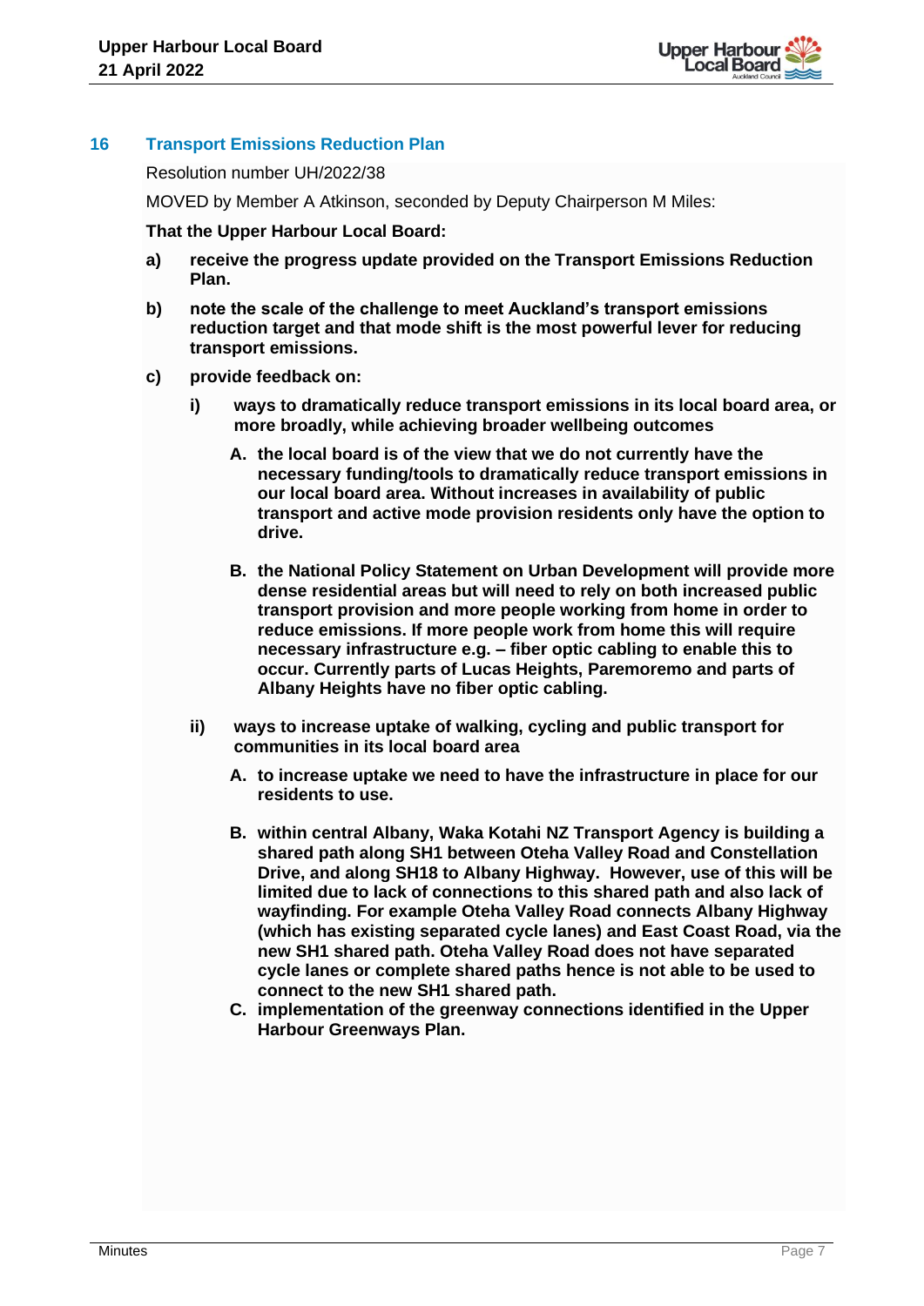## 16 Transport Emissions Reduction Plan

Resolution number UH/2022/38

MOVED by Member A Atkinson, seconded by Deputy Chairperson M Miles:

**That the Upper Harbour Local Board:**

**a) receive the progress update provided on the Transport Emissions Reduction Plan.**

**b) note the scale of the challenge to meet Auckland's transport emissions reduction target and that mode shift is the most powerful lever for reducing transport emissions.**

**c) provide feedback on:**

**i) ways to dramatically reduce transport emissions in its local board area, or more broadly, while achieving broader wellbeing outcomes**

**A. the local board is of the view that we do not currently have the necessary funding/tools to dramatically reduce transport emissions in our local board area. Without increases in availability of public transport and active mode provision residents only have the option to drive.**

**B. the National Policy Statement on Urban Development will provide more dense residential areas but will need to rely on both increased public transport provision and more people working from home in order to reduce emissions. If more people work from home this will require necessary infrastructure e.g. – fiber optic cabling to enable this to occur. Currently parts of Lucas Heights, Paremoremo and parts of Albany Heights have no fiber optic cabling.**

**ii) ways to increase uptake of walking, cycling and public transport for communities in its local board area**

**A. to increase uptake we need to have the infrastructure in place for our residents to use.**

**B. within central Albany, Waka Kotahi NZ Transport Agency is building a shared path along SH1 between Oteha Valley Road and Constellation Drive, and along SH18 to Albany Highway. However, use of this will be limited due to lack of connections to this shared path and also lack of wayfinding. For example Oteha Valley Road connects Albany Highway (which has existing separated cycle lanes) and East Coast Road, via the new SH1 shared path. Oteha Valley Road does not have separated cycle lanes or complete shared paths hence is not able to be used to connect to the new SH1 shared path.**

**C. implementation of the greenway connections identified in the Upper Harbour Greenways Plan.**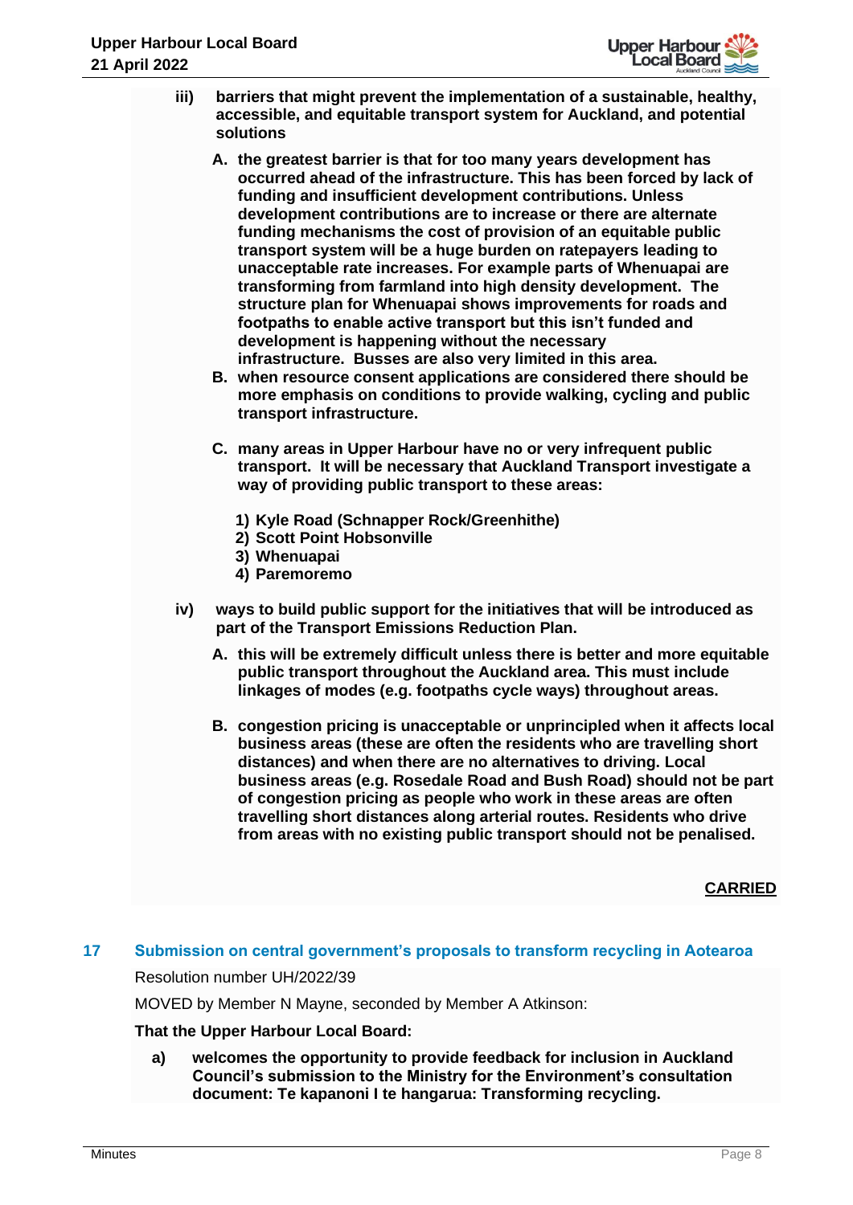**iii) barriers that might prevent the implementation of a sustainable, healthy, accessible, and equitable transport system for Auckland, and potential solutions**

**A. the greatest barrier is that for too many years development has occurred ahead of the infrastructure. This has been forced by lack of funding and insufficient development contributions. Unless development contributions are to increase or there are alternate funding mechanisms the cost of provision of an equitable public transport system will be a huge burden on ratepayers leading to unacceptable rate increases. For example parts of Whenuapai are transforming from farmland into high density development. The structure plan for Whenuapai shows improvements for roads and footpaths to enable active transport but this isn't funded and development is happening without the necessary infrastructure. Busses are also very limited in this area.**

**B. when resource consent applications are considered there should be more emphasis on conditions to provide walking, cycling and public transport infrastructure.**

**C. many areas in Upper Harbour have no or very infrequent public transport. It will be necessary that Auckland Transport investigate a way of providing public transport to these areas:**

**1) Kyle Road (Schnapper Rock/Greenhithe)**
**2) Scott Point Hobsonville**
**3) Whenuapai**
**4) Paremoremo**

**iv) ways to build public support for the initiatives that will be introduced as part of the Transport Emissions Reduction Plan.**

**A. this will be extremely difficult unless there is better and more equitable public transport throughout the Auckland area. This must include linkages of modes (e.g. footpaths cycle ways) throughout areas.**

**B. congestion pricing is unacceptable or unprincipled when it affects local business areas (these are often the residents who are travelling short distances) and when there are no alternatives to driving. Local business areas (e.g. Rosedale Road and Bush Road) should not be part of congestion pricing as people who work in these areas are often travelling short distances along arterial routes. Residents who drive from areas with no existing public transport should not be penalised.**

**CARRIED**

## 17 Submission on central government's proposals to transform recycling in Aotearoa

Resolution number UH/2022/39

MOVED by Member N Mayne, seconded by Member A Atkinson:

**That the Upper Harbour Local Board:**

**a) welcomes the opportunity to provide feedback for inclusion in Auckland Council's submission to the Ministry for the Environment's consultation document: Te kapanoni I te hangarua: Transforming recycling.**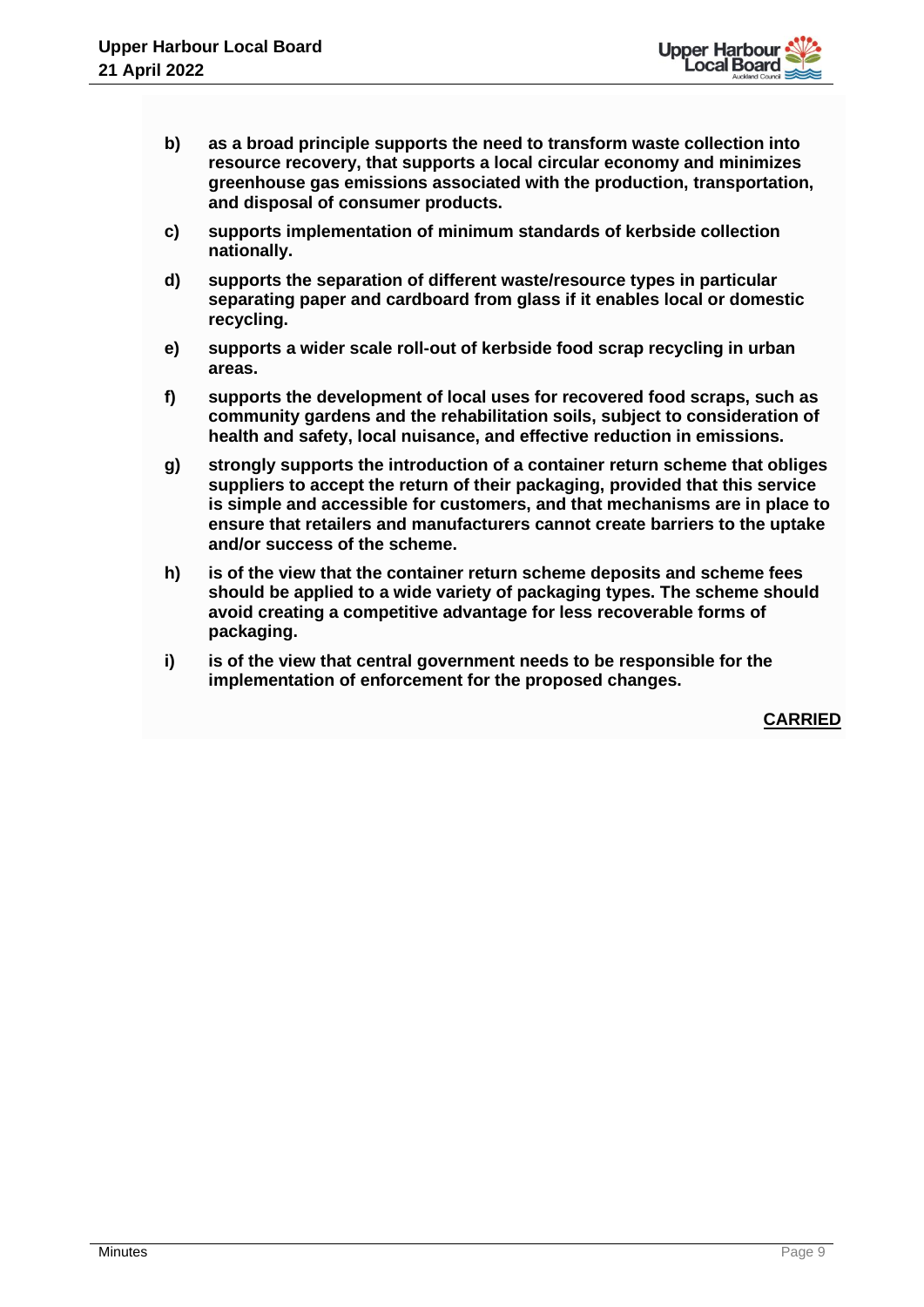**b) as a broad principle supports the need to transform waste collection into resource recovery, that supports a local circular economy and minimizes greenhouse gas emissions associated with the production, transportation, and disposal of consumer products.**

**c) supports implementation of minimum standards of kerbside collection nationally.**

**d) supports the separation of different waste/resource types in particular separating paper and cardboard from glass if it enables local or domestic recycling.**

**e) supports a wider scale roll-out of kerbside food scrap recycling in urban areas.**

**f) supports the development of local uses for recovered food scraps, such as community gardens and the rehabilitation soils, subject to consideration of health and safety, local nuisance, and effective reduction in emissions.**

**g) strongly supports the introduction of a container return scheme that obliges suppliers to accept the return of their packaging, provided that this service is simple and accessible for customers, and that mechanisms are in place to ensure that retailers and manufacturers cannot create barriers to the uptake and/or success of the scheme.**

**h) is of the view that the container return scheme deposits and scheme fees should be applied to a wide variety of packaging types. The scheme should avoid creating a competitive advantage for less recoverable forms of packaging.**

**i) is of the view that central government needs to be responsible for the implementation of enforcement for the proposed changes.**

**CARRIED**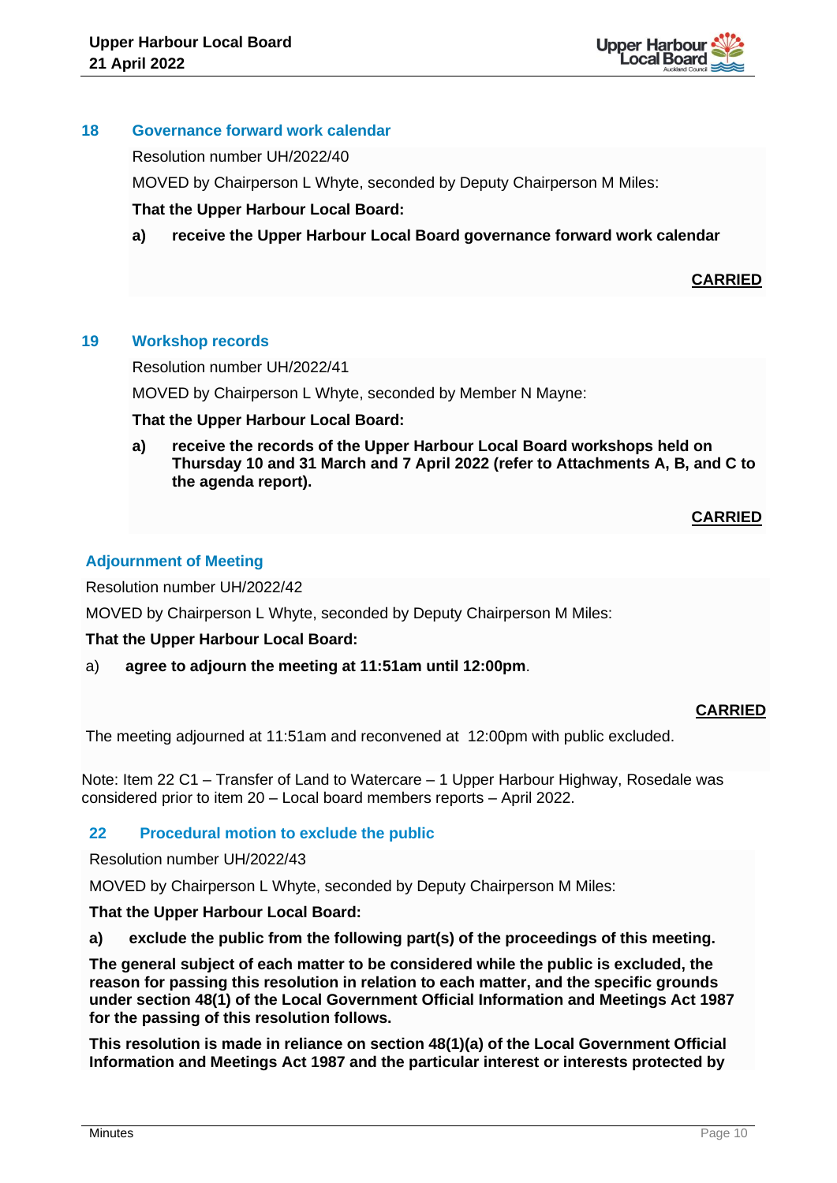## 18 Governance forward work calendar

Resolution number UH/2022/40

MOVED by Chairperson L Whyte, seconded by Deputy Chairperson M Miles:

**That the Upper Harbour Local Board:**

**a) receive the Upper Harbour Local Board governance forward work calendar**

**CARRIED**

## 19 Workshop records

Resolution number UH/2022/41

MOVED by Chairperson L Whyte, seconded by Member N Mayne:

**That the Upper Harbour Local Board:**

**a) receive the records of the Upper Harbour Local Board workshops held on Thursday 10 and 31 March and 7 April 2022 (refer to Attachments A, B, and C to the agenda report).**

**CARRIED**

## Adjournment of Meeting

Resolution number UH/2022/42

MOVED by Chairperson L Whyte, seconded by Deputy Chairperson M Miles:

**That the Upper Harbour Local Board:**

a) **agree to adjourn the meeting at 11:51am until 12:00pm**.

**CARRIED**

The meeting adjourned at 11:51am and reconvened at 12:00pm with public excluded.

Note: Item 22 C1 – Transfer of Land to Watercare – 1 Upper Harbour Highway, Rosedale was considered prior to item 20 – Local board members reports – April 2022.

## 22 Procedural motion to exclude the public

Resolution number UH/2022/43

MOVED by Chairperson L Whyte, seconded by Deputy Chairperson M Miles:

**That the Upper Harbour Local Board:**

**a) exclude the public from the following part(s) of the proceedings of this meeting.**

**The general subject of each matter to be considered while the public is excluded, the reason for passing this resolution in relation to each matter, and the specific grounds under section 48(1) of the Local Government Official Information and Meetings Act 1987 for the passing of this resolution follows.**

**This resolution is made in reliance on section 48(1)(a) of the Local Government Official Information and Meetings Act 1987 and the particular interest or interests protected by**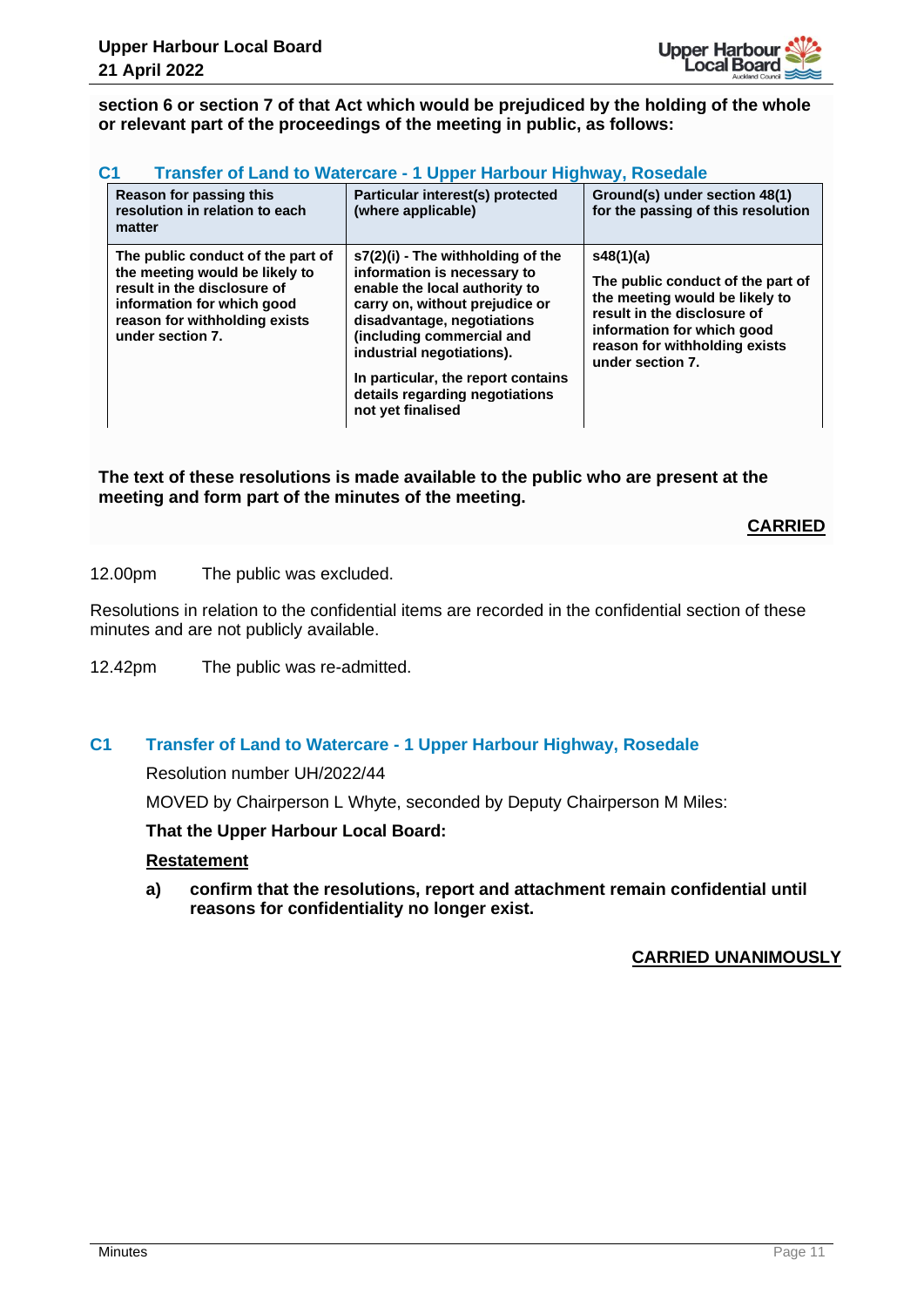**section 6 or section 7 of that Act which would be prejudiced by the holding of the whole or relevant part of the proceedings of the meeting in public, as follows:**

### C1 Transfer of Land to Watercare - 1 Upper Harbour Highway, Rosedale

| Reason for passing this resolution in relation to each matter | Particular interest(s) protected (where applicable) | Ground(s) under section 48(1) for the passing of this resolution |
|---|---|---|
| The public conduct of the part of the meeting would be likely to result in the disclosure of information for which good reason for withholding exists under section 7. | s7(2)(i) - The withholding of the information is necessary to enable the local authority to carry on, without prejudice or disadvantage, negotiations (including commercial and industrial negotiations).<br><br>In particular, the report contains details regarding negotiations not yet finalised | s48(1)(a)<br><br>The public conduct of the part of the meeting would be likely to result in the disclosure of information for which good reason for withholding exists under section 7. |

**The text of these resolutions is made available to the public who are present at the meeting and form part of the minutes of the meeting.**

**CARRIED**

12.00pm The public was excluded.

Resolutions in relation to the confidential items are recorded in the confidential section of these minutes and are not publicly available.

12.42pm The public was re-admitted.

## C1 Transfer of Land to Watercare - 1 Upper Harbour Highway, Rosedale

Resolution number UH/2022/44

MOVED by Chairperson L Whyte, seconded by Deputy Chairperson M Miles:

**That the Upper Harbour Local Board:**

**Restatement**

a) **confirm that the resolutions, report and attachment remain confidential until reasons for confidentiality no longer exist.**

**CARRIED UNANIMOUSLY**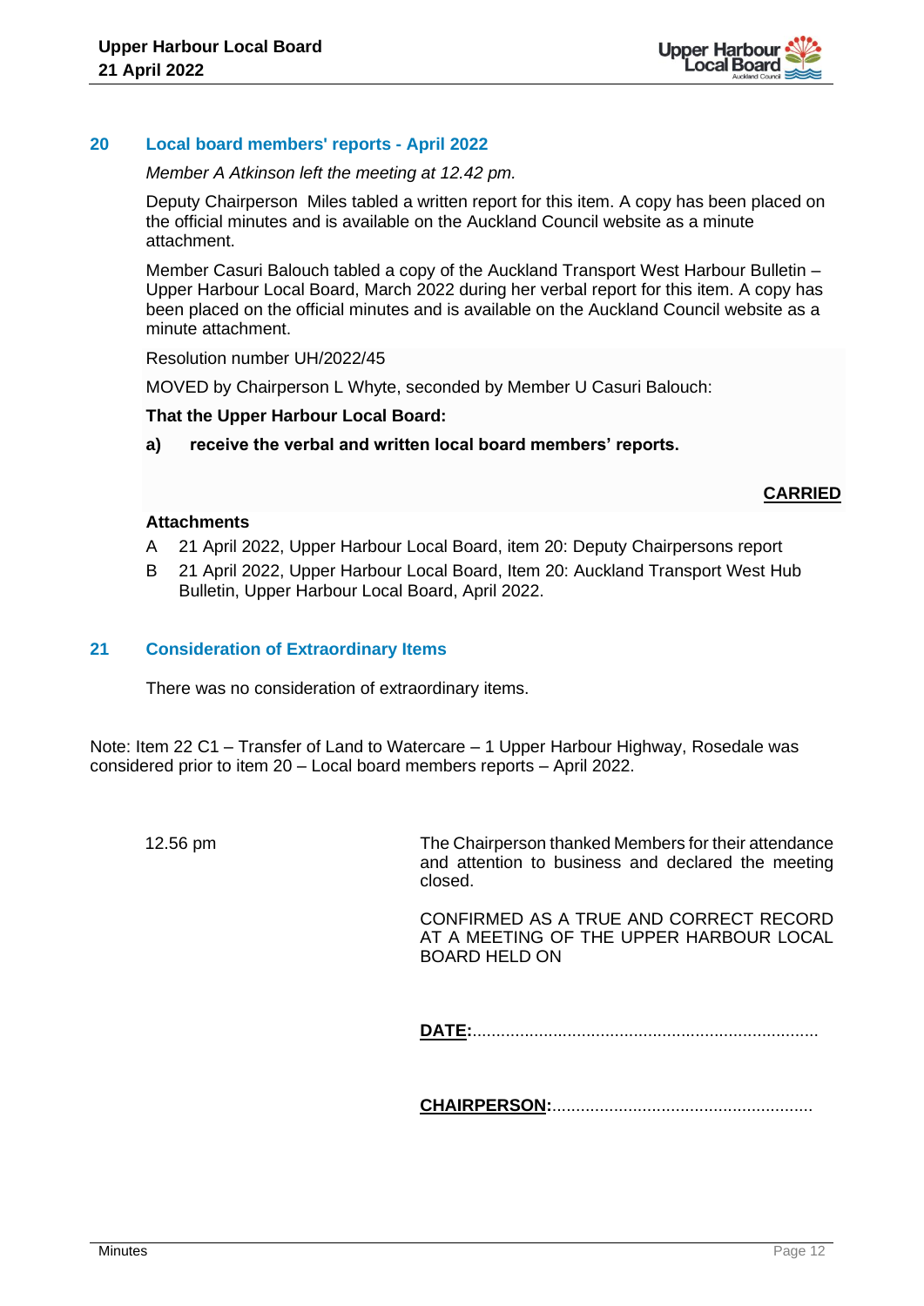## 20 Local board members' reports - April 2022

*Member A Atkinson left the meeting at 12.42 pm.*

Deputy Chairperson Miles tabled a written report for this item. A copy has been placed on the official minutes and is available on the Auckland Council website as a minute attachment.

Member Casuri Balouch tabled a copy of the Auckland Transport West Harbour Bulletin – Upper Harbour Local Board, March 2022 during her verbal report for this item. A copy has been placed on the official minutes and is available on the Auckland Council website as a minute attachment.

Resolution number UH/2022/45

MOVED by Chairperson L Whyte, seconded by Member U Casuri Balouch:

**That the Upper Harbour Local Board:**

**a) receive the verbal and written local board members' reports.**

**CARRIED**

**Attachments**

A 21 April 2022, Upper Harbour Local Board, item 20: Deputy Chairpersons report

B 21 April 2022, Upper Harbour Local Board, Item 20: Auckland Transport West Hub Bulletin, Upper Harbour Local Board, April 2022.

## 21 Consideration of Extraordinary Items

There was no consideration of extraordinary items.

Note: Item 22 C1 – Transfer of Land to Watercare – 1 Upper Harbour Highway, Rosedale was considered prior to item 20 – Local board members reports – April 2022.

12.56 pm

The Chairperson thanked Members for their attendance and attention to business and declared the meeting closed.

CONFIRMED AS A TRUE AND CORRECT RECORD AT A MEETING OF THE UPPER HARBOUR LOCAL BOARD HELD ON

**DATE:**.........................................................................

**CHAIRPERSON:**.......................................................